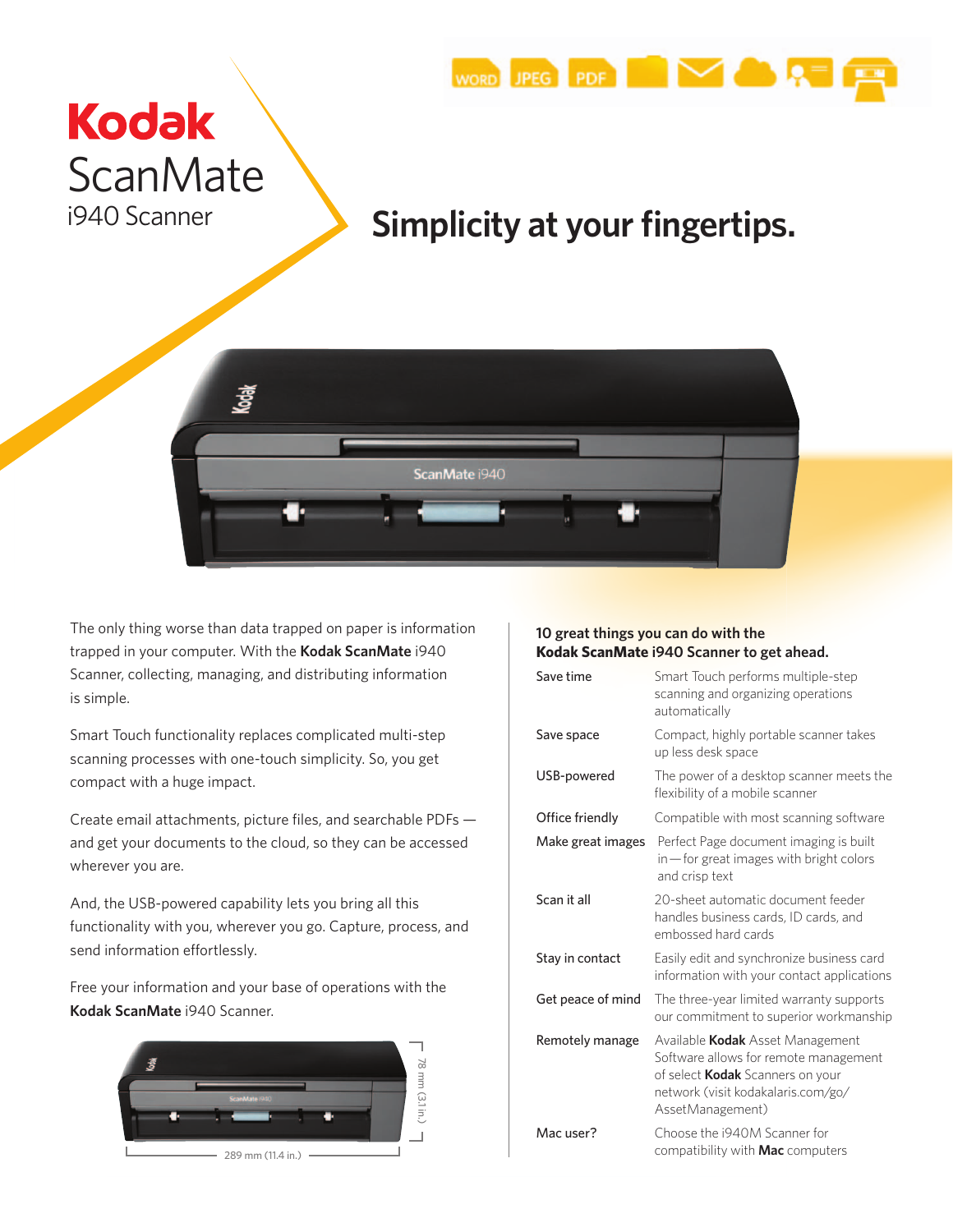# Kodak ScanMate i940 Scanner

## Simplicity at your fingertips.

The only thing worse than data trapped on paper is information trapped in your computer. With the **Kodak ScanMate** i940 Scanner, collecting, managing, and distributing information is simple.

Smart Touch functionality replaces complicated multi-step scanning processes with one-touch simplicity. So, you get compact with a huge impact.

Create email attachments, picture files, and searchable PDFs — and get your documents to the cloud, so they can be accessed wherever you are.

And, the USB-powered capability lets you bring all this functionality with you, wherever you go. Capture, process, and send information effortlessly.

Free your information and your base of operations with the **Kodak ScanMate** i940 Scanner.

78 mm (3.1 in.)

289 mm (11.4 in.)

### 10 great things you can do with the **Kodak ScanMate** i940 Scanner to get ahead.

| | |
|---|---|
| Save time | Smart Touch performs multiple-step scanning and organizing operations automatically |
| Save space | Compact, highly portable scanner takes up less desk space |
| USB-powered | The power of a desktop scanner meets the flexibility of a mobile scanner |
| Office friendly | Compatible with most scanning software |
| Make great images | Perfect Page document imaging is built in—for great images with bright colors and crisp text |
| Scan it all | 20-sheet automatic document feeder handles business cards, ID cards, and embossed hard cards |
| Stay in contact | Easily edit and synchronize business card information with your contact applications |
| Get peace of mind | The three-year limited warranty supports our commitment to superior workmanship |
| Remotely manage | Available **Kodak** Asset Management Software allows for remote management of select **Kodak** Scanners on your network (visit kodakalaris.com/go/AssetManagement) |
| Mac user? | Choose the i940M Scanner for compatibility with **Mac** computers |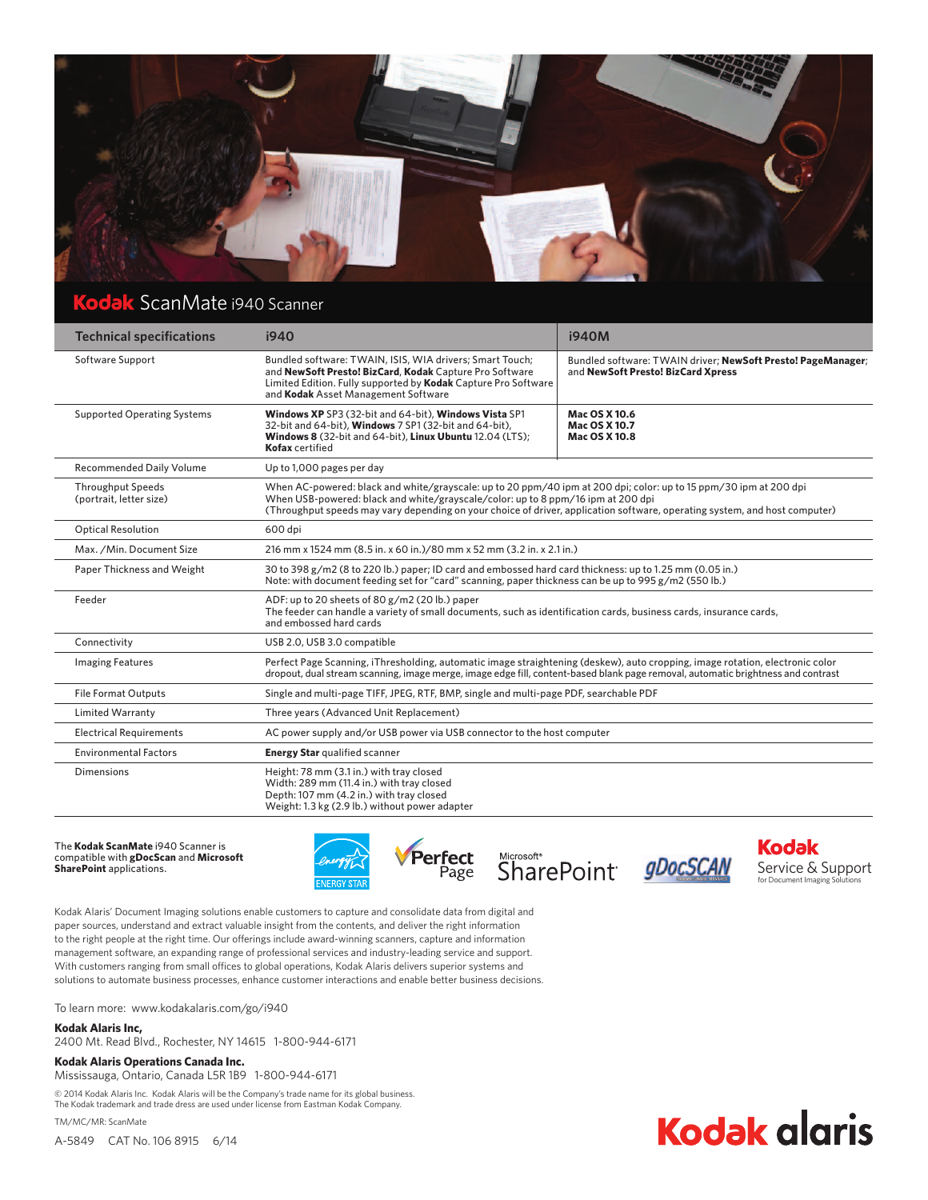# Kodak ScanMate i940 Scanner

| Technical specifications | i940 | i940M |
| --- | --- | --- |
| Software Support | Bundled software: TWAIN, ISIS, WIA drivers; Smart Touch; and **NewSoft Presto! BizCard**, **Kodak** Capture Pro Software Limited Edition. Fully supported by **Kodak** Capture Pro Software and **Kodak** Asset Management Software | Bundled software: TWAIN driver; **NewSoft Presto! PageManager**; and **NewSoft Presto! BizCard Xpress** |
| Supported Operating Systems | **Windows XP** SP3 (32-bit and 64-bit), **Windows Vista** SP1 32-bit and 64-bit), **Windows** 7 SP1 (32-bit and 64-bit), **Windows 8** (32-bit and 64-bit), **Linux Ubuntu** 12.04 (LTS); **Kofax** certified | **Mac OS X 10.6**<br>**Mac OS X 10.7**<br>**Mac OS X 10.8** |
| Recommended Daily Volume | Up to 1,000 pages per day | |
| Throughput Speeds (portrait, letter size) | When AC-powered: black and white/grayscale: up to 20 ppm/40 ipm at 200 dpi; color: up to 15 ppm/30 ipm at 200 dpi<br>When USB-powered: black and white/grayscale/color: up to 8 ppm/16 ipm at 200 dpi<br>(Throughput speeds may vary depending on your choice of driver, application software, operating system, and host computer) | |
| Optical Resolution | 600 dpi | |
| Max. /Min. Document Size | 216 mm x 1524 mm (8.5 in. x 60 in.)/80 mm x 52 mm (3.2 in. x 2.1 in.) | |
| Paper Thickness and Weight | 30 to 398 g/m2 (8 to 220 lb.) paper; ID card and embossed hard card thickness: up to 1.25 mm (0.05 in.)<br>Note: with document feeding set for "card" scanning, paper thickness can be up to 995 g/m2 (550 lb.) | |
| Feeder | ADF: up to 20 sheets of 80 g/m2 (20 lb.) paper<br>The feeder can handle a variety of small documents, such as identification cards, business cards, insurance cards, and embossed hard cards | |
| Connectivity | USB 2.0, USB 3.0 compatible | |
| Imaging Features | Perfect Page Scanning, iThresholding, automatic image straightening (deskew), auto cropping, image rotation, electronic color dropout, dual stream scanning, image merge, image edge fill, content-based blank page removal, automatic brightness and contrast | |
| File Format Outputs | Single and multi-page TIFF, JPEG, RTF, BMP, single and multi-page PDF, searchable PDF | |
| Limited Warranty | Three years (Advanced Unit Replacement) | |
| Electrical Requirements | AC power supply and/or USB power via USB connector to the host computer | |
| Environmental Factors | **Energy Star** qualified scanner | |
| Dimensions | Height: 78 mm (3.1 in.) with tray closed<br>Width: 289 mm (11.4 in.) with tray closed<br>Depth: 107 mm (4.2 in.) with tray closed<br>Weight: 1.3 kg (2.9 lb.) without power adapter | |

The **Kodak ScanMate** i940 Scanner is compatible with **gDocScan** and **Microsoft SharePoint** applications.

ENERGY STAR | Perfect Page | Microsoft® SharePoint® | gDocSCAN | Kodak Service & Support for Document Imaging Solutions

Kodak Alaris' Document Imaging solutions enable customers to capture and consolidate data from digital and paper sources, understand and extract valuable insight from the contents, and deliver the right information to the right people at the right time. Our offerings include award-winning scanners, capture and information management software, an expanding range of professional services and industry-leading service and support. With customers ranging from small offices to global operations, Kodak Alaris delivers superior systems and solutions to automate business processes, enhance customer interactions and enable better business decisions.

To learn more: www.kodakalaris.com/go/i940

**Kodak Alaris Inc,**
2400 Mt. Read Blvd., Rochester, NY 14615 1-800-944-6171

**Kodak Alaris Operations Canada Inc.**
Mississauga, Ontario, Canada L5R 1B9 1-800-944-6171

© 2014 Kodak Alaris Inc. Kodak Alaris will be the Company's trade name for its global business.
The Kodak trademark and trade dress are used under license from Eastman Kodak Company.

TM/MC/MR: ScanMate

A-5849 CAT No. 106 8915 6/14

Kodak alaris